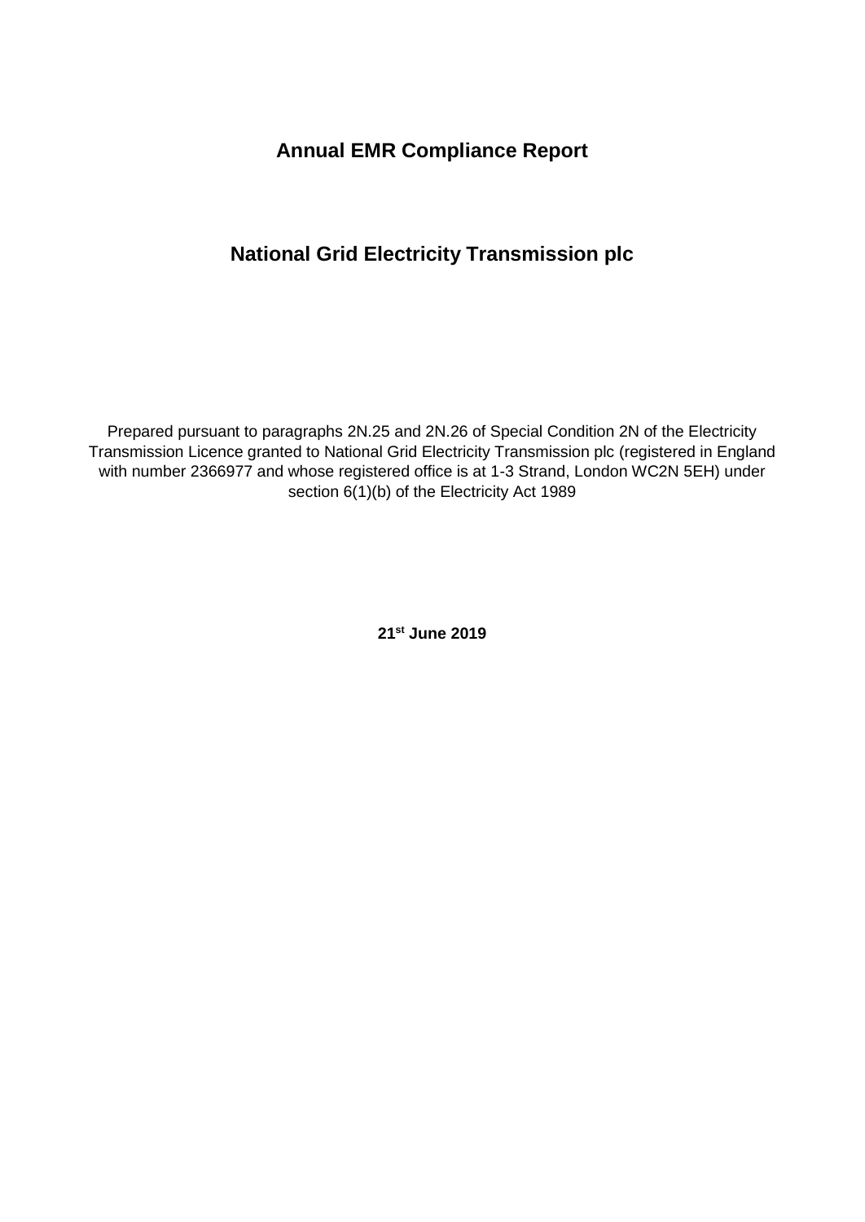# Annual EMR Compliance Report

## National Grid Electricity Transmission plc

Prepared pursuant to paragraphs 2N.25 and 2N.26 of Special Condition 2N of the Electricity Transmission Licence granted to National Grid Electricity Transmission plc (registered in England with number 2366977 and whose registered office is at 1-3 Strand, London WC2N 5EH) under section 6(1)(b) of the Electricity Act 1989

**21st June 2019**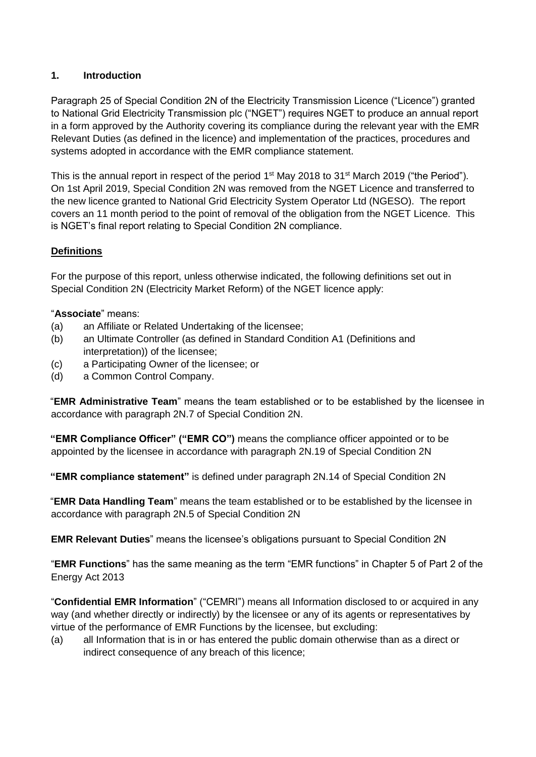## 1. Introduction

Paragraph 25 of Special Condition 2N of the Electricity Transmission Licence ("Licence") granted to National Grid Electricity Transmission plc ("NGET") requires NGET to produce an annual report in a form approved by the Authority covering its compliance during the relevant year with the EMR Relevant Duties (as defined in the licence) and implementation of the practices, procedures and systems adopted in accordance with the EMR compliance statement.

This is the annual report in respect of the period 1st May 2018 to 31st March 2019 ("the Period"). On 1st April 2019, Special Condition 2N was removed from the NGET Licence and transferred to the new licence granted to National Grid Electricity System Operator Ltd (NGESO). The report covers an 11 month period to the point of removal of the obligation from the NGET Licence. This is NGET's final report relating to Special Condition 2N compliance.

**Definitions**

For the purpose of this report, unless otherwise indicated, the following definitions set out in Special Condition 2N (Electricity Market Reform) of the NGET licence apply:

"**Associate**" means:

(a) an Affiliate or Related Undertaking of the licensee;
(b) an Ultimate Controller (as defined in Standard Condition A1 (Definitions and interpretation)) of the licensee;
(c) a Participating Owner of the licensee; or
(d) a Common Control Company.

"**EMR Administrative Team**" means the team established or to be established by the licensee in accordance with paragraph 2N.7 of Special Condition 2N.

**"EMR Compliance Officer" ("EMR CO")** means the compliance officer appointed or to be appointed by the licensee in accordance with paragraph 2N.19 of Special Condition 2N

**"EMR compliance statement"** is defined under paragraph 2N.14 of Special Condition 2N

"**EMR Data Handling Team**" means the team established or to be established by the licensee in accordance with paragraph 2N.5 of Special Condition 2N

**EMR Relevant Duties**" means the licensee's obligations pursuant to Special Condition 2N

"**EMR Functions**" has the same meaning as the term "EMR functions" in Chapter 5 of Part 2 of the Energy Act 2013

"**Confidential EMR Information**" ("CEMRI") means all Information disclosed to or acquired in any way (and whether directly or indirectly) by the licensee or any of its agents or representatives by virtue of the performance of EMR Functions by the licensee, but excluding:

(a) all Information that is in or has entered the public domain otherwise than as a direct or indirect consequence of any breach of this licence;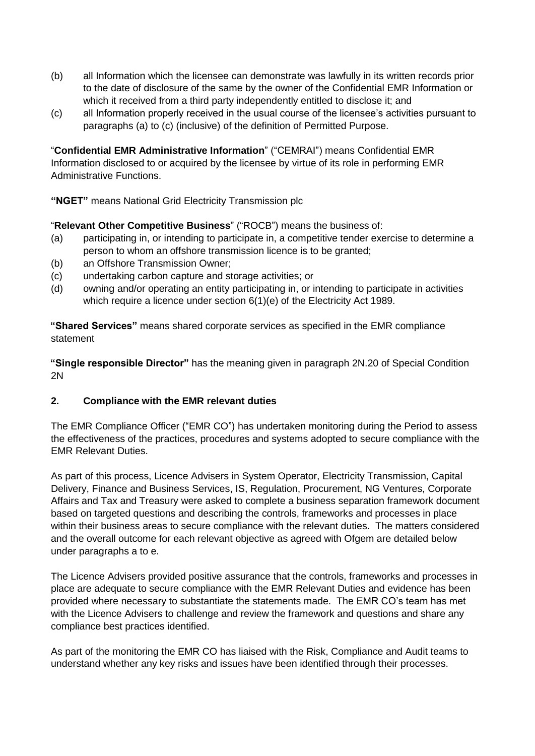(b) all Information which the licensee can demonstrate was lawfully in its written records prior to the date of disclosure of the same by the owner of the Confidential EMR Information or which it received from a third party independently entitled to disclose it; and

(c) all Information properly received in the usual course of the licensee's activities pursuant to paragraphs (a) to (c) (inclusive) of the definition of Permitted Purpose.

"**Confidential EMR Administrative Information**" ("CEMRAI") means Confidential EMR Information disclosed to or acquired by the licensee by virtue of its role in performing EMR Administrative Functions.

**"NGET"** means National Grid Electricity Transmission plc

"**Relevant Other Competitive Business**" ("ROCB") means the business of:

(a) participating in, or intending to participate in, a competitive tender exercise to determine a person to whom an offshore transmission licence is to be granted;

(b) an Offshore Transmission Owner;

(c) undertaking carbon capture and storage activities; or

(d) owning and/or operating an entity participating in, or intending to participate in activities which require a licence under section 6(1)(e) of the Electricity Act 1989.

**"Shared Services"** means shared corporate services as specified in the EMR compliance statement

**"Single responsible Director"** has the meaning given in paragraph 2N.20 of Special Condition 2N

## 2. Compliance with the EMR relevant duties

The EMR Compliance Officer ("EMR CO") has undertaken monitoring during the Period to assess the effectiveness of the practices, procedures and systems adopted to secure compliance with the EMR Relevant Duties.

As part of this process, Licence Advisers in System Operator, Electricity Transmission, Capital Delivery, Finance and Business Services, IS, Regulation, Procurement, NG Ventures, Corporate Affairs and Tax and Treasury were asked to complete a business separation framework document based on targeted questions and describing the controls, frameworks and processes in place within their business areas to secure compliance with the relevant duties. The matters considered and the overall outcome for each relevant objective as agreed with Ofgem are detailed below under paragraphs a to e.

The Licence Advisers provided positive assurance that the controls, frameworks and processes in place are adequate to secure compliance with the EMR Relevant Duties and evidence has been provided where necessary to substantiate the statements made. The EMR CO's team has met with the Licence Advisers to challenge and review the framework and questions and share any compliance best practices identified.

As part of the monitoring the EMR CO has liaised with the Risk, Compliance and Audit teams to understand whether any key risks and issues have been identified through their processes.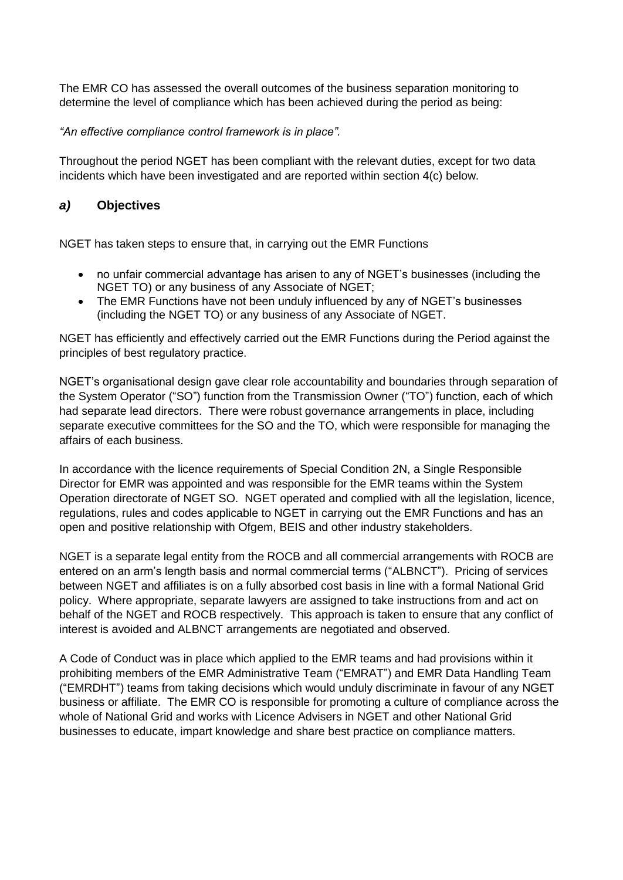The EMR CO has assessed the overall outcomes of the business separation monitoring to determine the level of compliance which has been achieved during the period as being:

*"An effective compliance control framework is in place".*

Throughout the period NGET has been compliant with the relevant duties, except for two data incidents which have been investigated and are reported within section 4(c) below.

## *a)* Objectives

NGET has taken steps to ensure that, in carrying out the EMR Functions

- no unfair commercial advantage has arisen to any of NGET's businesses (including the NGET TO) or any business of any Associate of NGET;
- The EMR Functions have not been unduly influenced by any of NGET's businesses (including the NGET TO) or any business of any Associate of NGET.

NGET has efficiently and effectively carried out the EMR Functions during the Period against the principles of best regulatory practice.

NGET's organisational design gave clear role accountability and boundaries through separation of the System Operator ("SO") function from the Transmission Owner ("TO") function, each of which had separate lead directors. There were robust governance arrangements in place, including separate executive committees for the SO and the TO, which were responsible for managing the affairs of each business.

In accordance with the licence requirements of Special Condition 2N, a Single Responsible Director for EMR was appointed and was responsible for the EMR teams within the System Operation directorate of NGET SO. NGET operated and complied with all the legislation, licence, regulations, rules and codes applicable to NGET in carrying out the EMR Functions and has an open and positive relationship with Ofgem, BEIS and other industry stakeholders.

NGET is a separate legal entity from the ROCB and all commercial arrangements with ROCB are entered on an arm's length basis and normal commercial terms ("ALBNCT"). Pricing of services between NGET and affiliates is on a fully absorbed cost basis in line with a formal National Grid policy. Where appropriate, separate lawyers are assigned to take instructions from and act on behalf of the NGET and ROCB respectively. This approach is taken to ensure that any conflict of interest is avoided and ALBNCT arrangements are negotiated and observed.

A Code of Conduct was in place which applied to the EMR teams and had provisions within it prohibiting members of the EMR Administrative Team ("EMRAT") and EMR Data Handling Team ("EMRDHT") teams from taking decisions which would unduly discriminate in favour of any NGET business or affiliate. The EMR CO is responsible for promoting a culture of compliance across the whole of National Grid and works with Licence Advisers in NGET and other National Grid businesses to educate, impart knowledge and share best practice on compliance matters.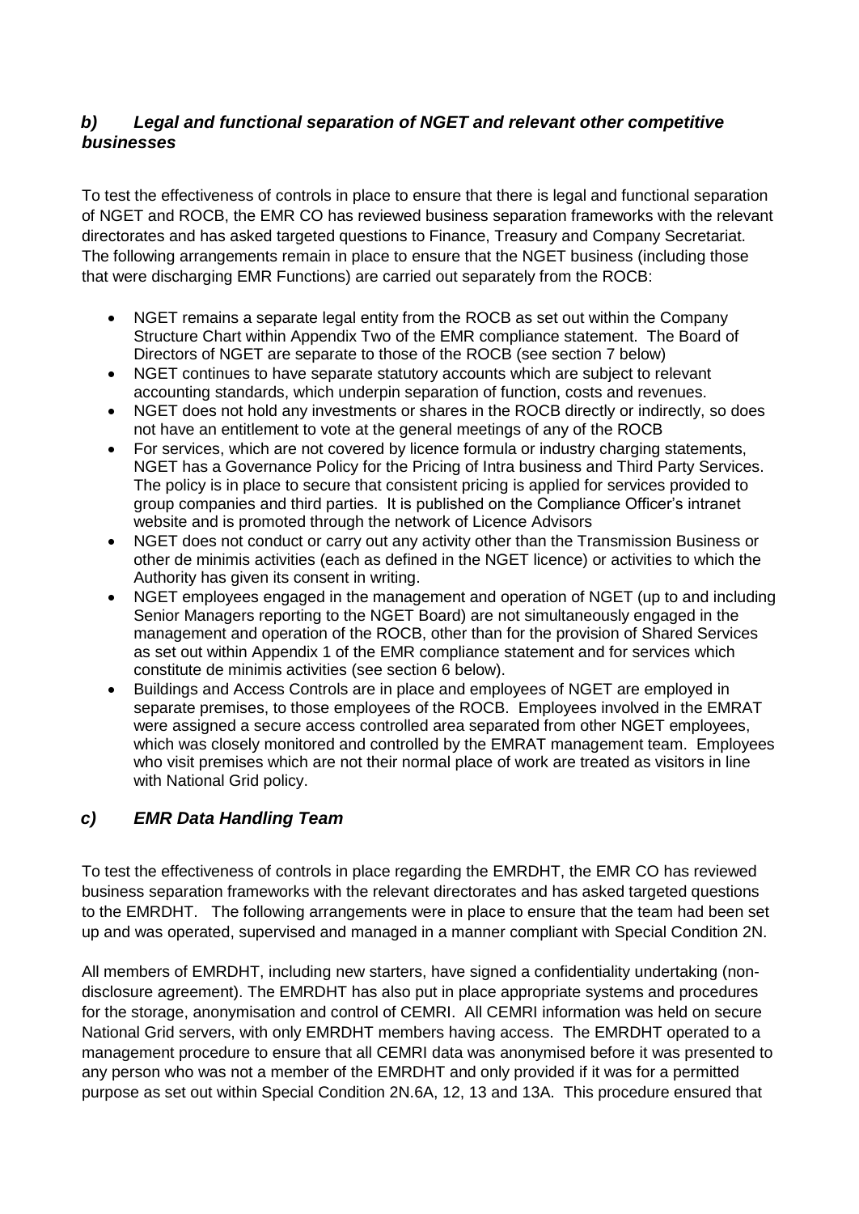### *b) Legal and functional separation of NGET and relevant other competitive businesses*

To test the effectiveness of controls in place to ensure that there is legal and functional separation of NGET and ROCB, the EMR CO has reviewed business separation frameworks with the relevant directorates and has asked targeted questions to Finance, Treasury and Company Secretariat. The following arrangements remain in place to ensure that the NGET business (including those that were discharging EMR Functions) are carried out separately from the ROCB:

- NGET remains a separate legal entity from the ROCB as set out within the Company Structure Chart within Appendix Two of the EMR compliance statement. The Board of Directors of NGET are separate to those of the ROCB (see section 7 below)
- NGET continues to have separate statutory accounts which are subject to relevant accounting standards, which underpin separation of function, costs and revenues.
- NGET does not hold any investments or shares in the ROCB directly or indirectly, so does not have an entitlement to vote at the general meetings of any of the ROCB
- For services, which are not covered by licence formula or industry charging statements, NGET has a Governance Policy for the Pricing of Intra business and Third Party Services. The policy is in place to secure that consistent pricing is applied for services provided to group companies and third parties. It is published on the Compliance Officer's intranet website and is promoted through the network of Licence Advisors
- NGET does not conduct or carry out any activity other than the Transmission Business or other de minimis activities (each as defined in the NGET licence) or activities to which the Authority has given its consent in writing.
- NGET employees engaged in the management and operation of NGET (up to and including Senior Managers reporting to the NGET Board) are not simultaneously engaged in the management and operation of the ROCB, other than for the provision of Shared Services as set out within Appendix 1 of the EMR compliance statement and for services which constitute de minimis activities (see section 6 below).
- Buildings and Access Controls are in place and employees of NGET are employed in separate premises, to those employees of the ROCB. Employees involved in the EMRAT were assigned a secure access controlled area separated from other NGET employees, which was closely monitored and controlled by the EMRAT management team. Employees who visit premises which are not their normal place of work are treated as visitors in line with National Grid policy.

### *c) EMR Data Handling Team*

To test the effectiveness of controls in place regarding the EMRDHT, the EMR CO has reviewed business separation frameworks with the relevant directorates and has asked targeted questions to the EMRDHT. The following arrangements were in place to ensure that the team had been set up and was operated, supervised and managed in a manner compliant with Special Condition 2N.

All members of EMRDHT, including new starters, have signed a confidentiality undertaking (non-disclosure agreement). The EMRDHT has also put in place appropriate systems and procedures for the storage, anonymisation and control of CEMRI. All CEMRI information was held on secure National Grid servers, with only EMRDHT members having access. The EMRDHT operated to a management procedure to ensure that all CEMRI data was anonymised before it was presented to any person who was not a member of the EMRDHT and only provided if it was for a permitted purpose as set out within Special Condition 2N.6A, 12, 13 and 13A. This procedure ensured that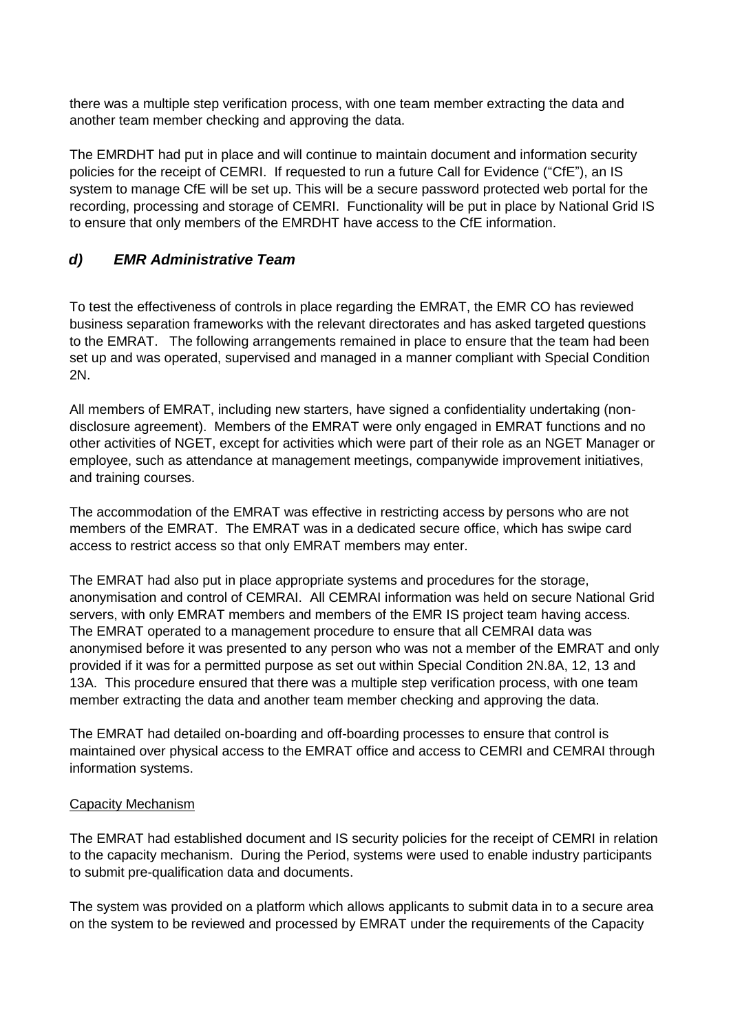there was a multiple step verification process, with one team member extracting the data and another team member checking and approving the data.

The EMRDHT had put in place and will continue to maintain document and information security policies for the receipt of CEMRI. If requested to run a future Call for Evidence ("CfE"), an IS system to manage CfE will be set up. This will be a secure password protected web portal for the recording, processing and storage of CEMRI. Functionality will be put in place by National Grid IS to ensure that only members of the EMRDHT have access to the CfE information.

### *d) EMR Administrative Team*

To test the effectiveness of controls in place regarding the EMRAT, the EMR CO has reviewed business separation frameworks with the relevant directorates and has asked targeted questions to the EMRAT. The following arrangements remained in place to ensure that the team had been set up and was operated, supervised and managed in a manner compliant with Special Condition 2N.

All members of EMRAT, including new starters, have signed a confidentiality undertaking (non-disclosure agreement). Members of the EMRAT were only engaged in EMRAT functions and no other activities of NGET, except for activities which were part of their role as an NGET Manager or employee, such as attendance at management meetings, companywide improvement initiatives, and training courses.

The accommodation of the EMRAT was effective in restricting access by persons who are not members of the EMRAT. The EMRAT was in a dedicated secure office, which has swipe card access to restrict access so that only EMRAT members may enter.

The EMRAT had also put in place appropriate systems and procedures for the storage, anonymisation and control of CEMRAI. All CEMRAI information was held on secure National Grid servers, with only EMRAT members and members of the EMR IS project team having access. The EMRAT operated to a management procedure to ensure that all CEMRAI data was anonymised before it was presented to any person who was not a member of the EMRAT and only provided if it was for a permitted purpose as set out within Special Condition 2N.8A, 12, 13 and 13A. This procedure ensured that there was a multiple step verification process, with one team member extracting the data and another team member checking and approving the data.

The EMRAT had detailed on-boarding and off-boarding processes to ensure that control is maintained over physical access to the EMRAT office and access to CEMRI and CEMRAI through information systems.

<u>Capacity Mechanism</u>

The EMRAT had established document and IS security policies for the receipt of CEMRI in relation to the capacity mechanism. During the Period, systems were used to enable industry participants to submit pre-qualification data and documents.

The system was provided on a platform which allows applicants to submit data in to a secure area on the system to be reviewed and processed by EMRAT under the requirements of the Capacity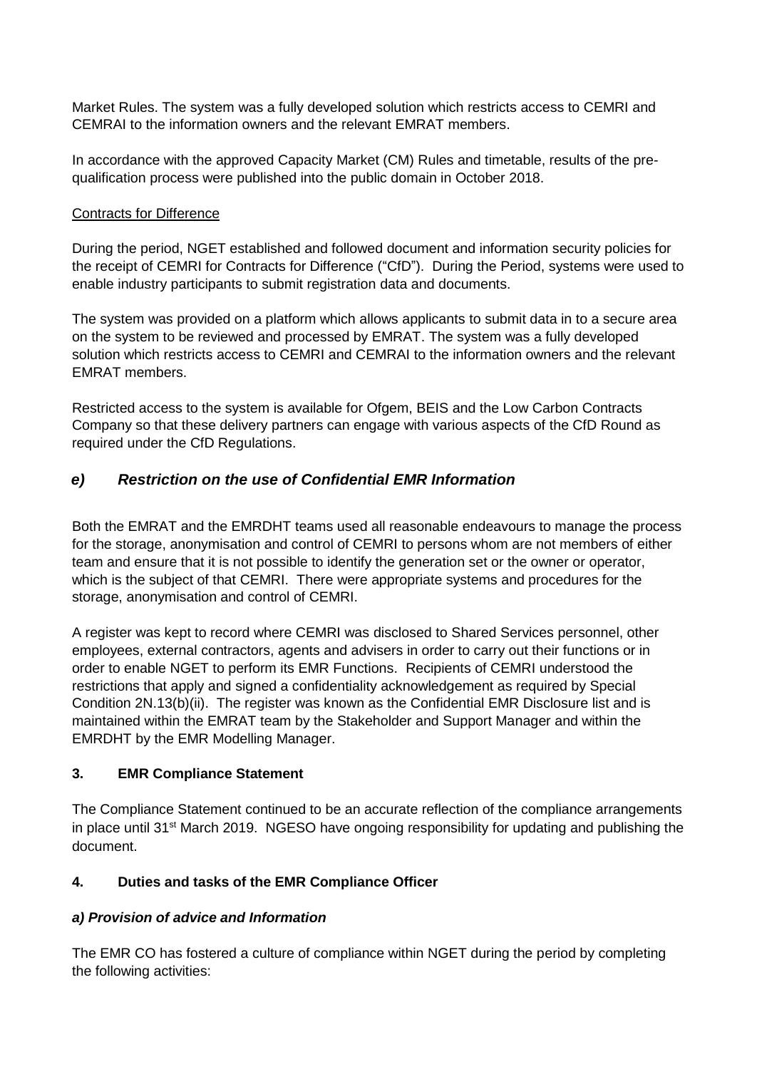Market Rules. The system was a fully developed solution which restricts access to CEMRI and CEMRAI to the information owners and the relevant EMRAT members.

In accordance with the approved Capacity Market (CM) Rules and timetable, results of the pre-qualification process were published into the public domain in October 2018.

Contracts for Difference

During the period, NGET established and followed document and information security policies for the receipt of CEMRI for Contracts for Difference ("CfD"). During the Period, systems were used to enable industry participants to submit registration data and documents.

The system was provided on a platform which allows applicants to submit data in to a secure area on the system to be reviewed and processed by EMRAT. The system was a fully developed solution which restricts access to CEMRI and CEMRAI to the information owners and the relevant EMRAT members.

Restricted access to the system is available for Ofgem, BEIS and the Low Carbon Contracts Company so that these delivery partners can engage with various aspects of the CfD Round as required under the CfD Regulations.

### *e) Restriction on the use of Confidential EMR Information*

Both the EMRAT and the EMRDHT teams used all reasonable endeavours to manage the process for the storage, anonymisation and control of CEMRI to persons whom are not members of either team and ensure that it is not possible to identify the generation set or the owner or operator, which is the subject of that CEMRI. There were appropriate systems and procedures for the storage, anonymisation and control of CEMRI.

A register was kept to record where CEMRI was disclosed to Shared Services personnel, other employees, external contractors, agents and advisers in order to carry out their functions or in order to enable NGET to perform its EMR Functions. Recipients of CEMRI understood the restrictions that apply and signed a confidentiality acknowledgement as required by Special Condition 2N.13(b)(ii). The register was known as the Confidential EMR Disclosure list and is maintained within the EMRAT team by the Stakeholder and Support Manager and within the EMRDHT by the EMR Modelling Manager.

## 3. EMR Compliance Statement

The Compliance Statement continued to be an accurate reflection of the compliance arrangements in place until 31st March 2019. NGESO have ongoing responsibility for updating and publishing the document.

## 4. Duties and tasks of the EMR Compliance Officer

### *a) Provision of advice and Information*

The EMR CO has fostered a culture of compliance within NGET during the period by completing the following activities: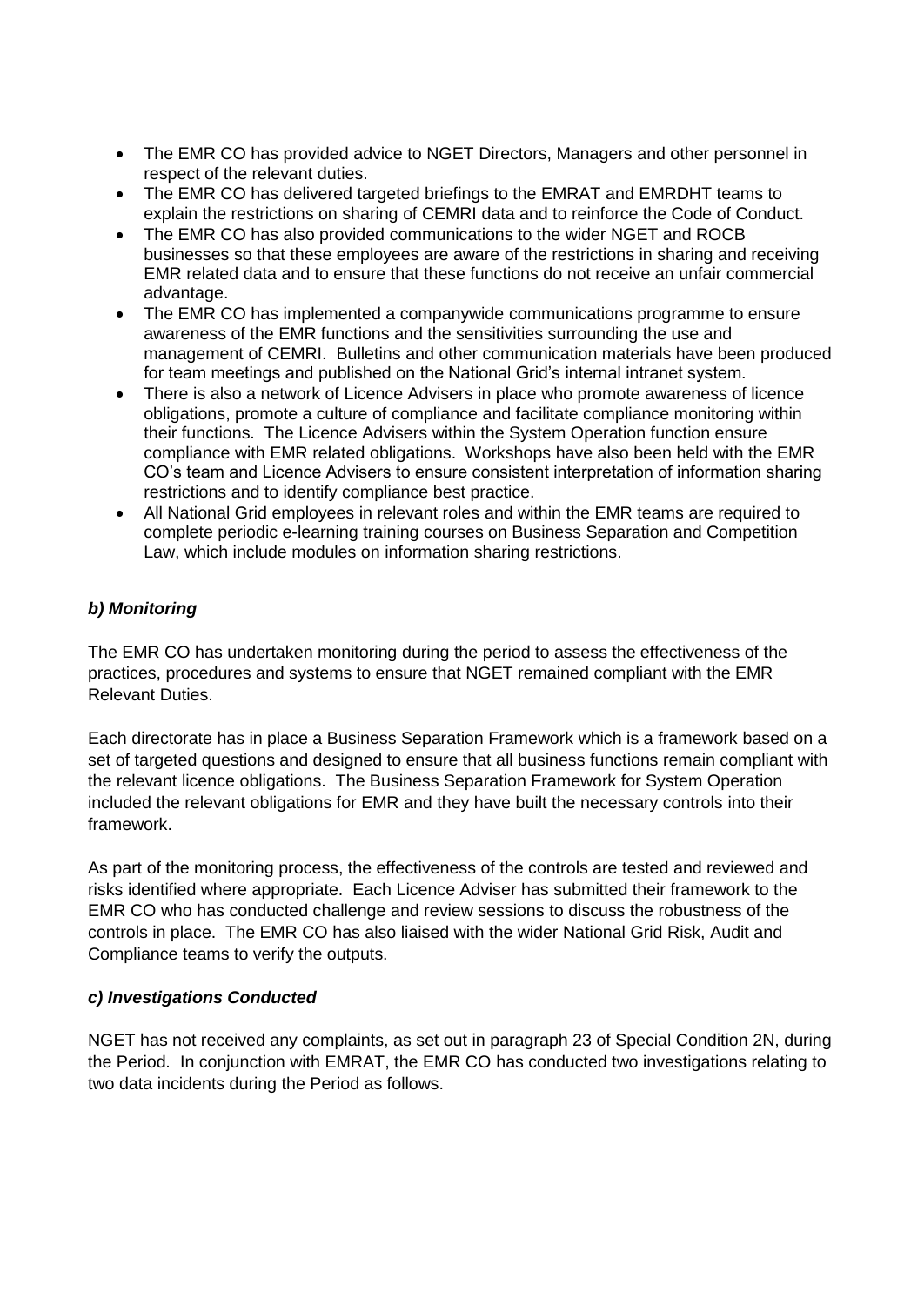- The EMR CO has provided advice to NGET Directors, Managers and other personnel in respect of the relevant duties.
- The EMR CO has delivered targeted briefings to the EMRAT and EMRDHT teams to explain the restrictions on sharing of CEMRI data and to reinforce the Code of Conduct.
- The EMR CO has also provided communications to the wider NGET and ROCB businesses so that these employees are aware of the restrictions in sharing and receiving EMR related data and to ensure that these functions do not receive an unfair commercial advantage.
- The EMR CO has implemented a companywide communications programme to ensure awareness of the EMR functions and the sensitivities surrounding the use and management of CEMRI. Bulletins and other communication materials have been produced for team meetings and published on the National Grid's internal intranet system.
- There is also a network of Licence Advisers in place who promote awareness of licence obligations, promote a culture of compliance and facilitate compliance monitoring within their functions. The Licence Advisers within the System Operation function ensure compliance with EMR related obligations. Workshops have also been held with the EMR CO's team and Licence Advisers to ensure consistent interpretation of information sharing restrictions and to identify compliance best practice.
- All National Grid employees in relevant roles and within the EMR teams are required to complete periodic e-learning training courses on Business Separation and Competition Law, which include modules on information sharing restrictions.

### *b) Monitoring*

The EMR CO has undertaken monitoring during the period to assess the effectiveness of the practices, procedures and systems to ensure that NGET remained compliant with the EMR Relevant Duties.

Each directorate has in place a Business Separation Framework which is a framework based on a set of targeted questions and designed to ensure that all business functions remain compliant with the relevant licence obligations. The Business Separation Framework for System Operation included the relevant obligations for EMR and they have built the necessary controls into their framework.

As part of the monitoring process, the effectiveness of the controls are tested and reviewed and risks identified where appropriate. Each Licence Adviser has submitted their framework to the EMR CO who has conducted challenge and review sessions to discuss the robustness of the controls in place. The EMR CO has also liaised with the wider National Grid Risk, Audit and Compliance teams to verify the outputs.

### *c) Investigations Conducted*

NGET has not received any complaints, as set out in paragraph 23 of Special Condition 2N, during the Period. In conjunction with EMRAT, the EMR CO has conducted two investigations relating to two data incidents during the Period as follows.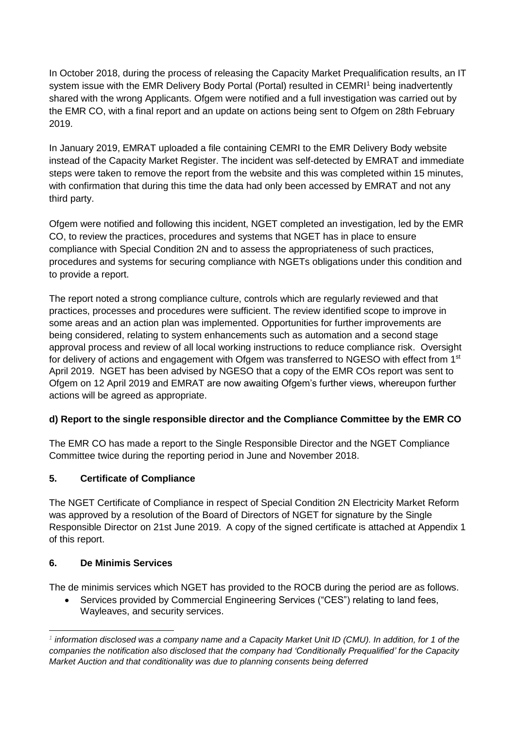In October 2018, during the process of releasing the Capacity Market Prequalification results, an IT system issue with the EMR Delivery Body Portal (Portal) resulted in CEMRI[1] being inadvertently shared with the wrong Applicants. Ofgem were notified and a full investigation was carried out by the EMR CO, with a final report and an update on actions being sent to Ofgem on 28th February 2019.

In January 2019, EMRAT uploaded a file containing CEMRI to the EMR Delivery Body website instead of the Capacity Market Register. The incident was self-detected by EMRAT and immediate steps were taken to remove the report from the website and this was completed within 15 minutes, with confirmation that during this time the data had only been accessed by EMRAT and not any third party.

Ofgem were notified and following this incident, NGET completed an investigation, led by the EMR CO, to review the practices, procedures and systems that NGET has in place to ensure compliance with Special Condition 2N and to assess the appropriateness of such practices, procedures and systems for securing compliance with NGETs obligations under this condition and to provide a report.

The report noted a strong compliance culture, controls which are regularly reviewed and that practices, processes and procedures were sufficient. The review identified scope to improve in some areas and an action plan was implemented. Opportunities for further improvements are being considered, relating to system enhancements such as automation and a second stage approval process and review of all local working instructions to reduce compliance risk. Oversight for delivery of actions and engagement with Ofgem was transferred to NGESO with effect from 1st April 2019. NGET has been advised by NGESO that a copy of the EMR COs report was sent to Ofgem on 12 April 2019 and EMRAT are now awaiting Ofgem's further views, whereupon further actions will be agreed as appropriate.

**d) Report to the single responsible director and the Compliance Committee by the EMR CO**

The EMR CO has made a report to the Single Responsible Director and the NGET Compliance Committee twice during the reporting period in June and November 2018.

## 5. Certificate of Compliance

The NGET Certificate of Compliance in respect of Special Condition 2N Electricity Market Reform was approved by a resolution of the Board of Directors of NGET for signature by the Single Responsible Director on 21st June 2019. A copy of the signed certificate is attached at Appendix 1 of this report.

## 6. De Minimis Services

The de minimis services which NGET has provided to the ROCB during the period are as follows.

- Services provided by Commercial Engineering Services ("CES") relating to land fees, Wayleaves, and security services.

---

*[1] information disclosed was a company name and a Capacity Market Unit ID (CMU). In addition, for 1 of the companies the notification also disclosed that the company had 'Conditionally Prequalified' for the Capacity Market Auction and that conditionality was due to planning consents being deferred*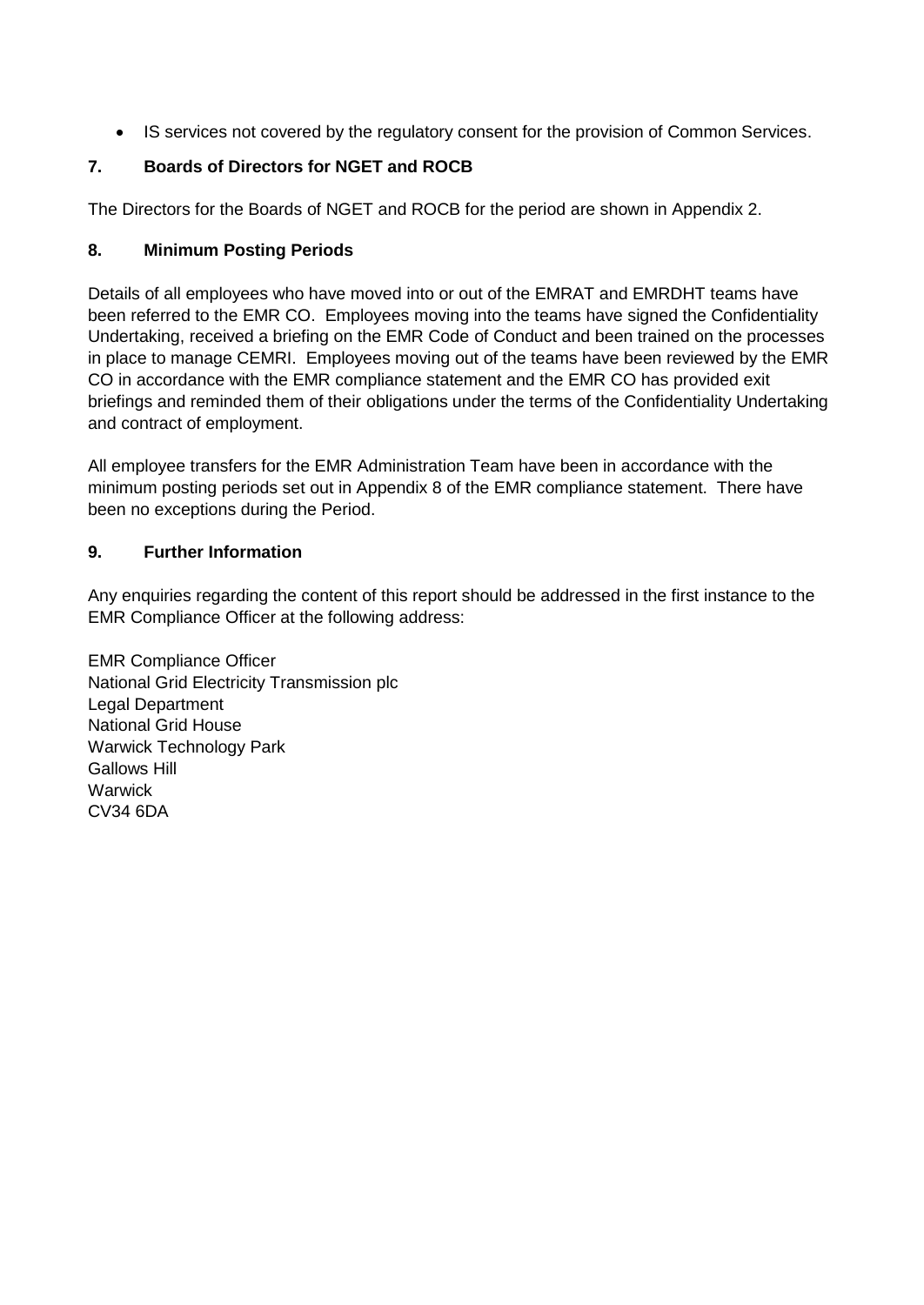- IS services not covered by the regulatory consent for the provision of Common Services.

## 7. Boards of Directors for NGET and ROCB

The Directors for the Boards of NGET and ROCB for the period are shown in Appendix 2.

## 8. Minimum Posting Periods

Details of all employees who have moved into or out of the EMRAT and EMRDHT teams have been referred to the EMR CO. Employees moving into the teams have signed the Confidentiality Undertaking, received a briefing on the EMR Code of Conduct and been trained on the processes in place to manage CEMRI. Employees moving out of the teams have been reviewed by the EMR CO in accordance with the EMR compliance statement and the EMR CO has provided exit briefings and reminded them of their obligations under the terms of the Confidentiality Undertaking and contract of employment.

All employee transfers for the EMR Administration Team have been in accordance with the minimum posting periods set out in Appendix 8 of the EMR compliance statement. There have been no exceptions during the Period.

## 9. Further Information

Any enquiries regarding the content of this report should be addressed in the first instance to the EMR Compliance Officer at the following address:

EMR Compliance Officer
National Grid Electricity Transmission plc
Legal Department
National Grid House
Warwick Technology Park
Gallows Hill
Warwick
CV34 6DA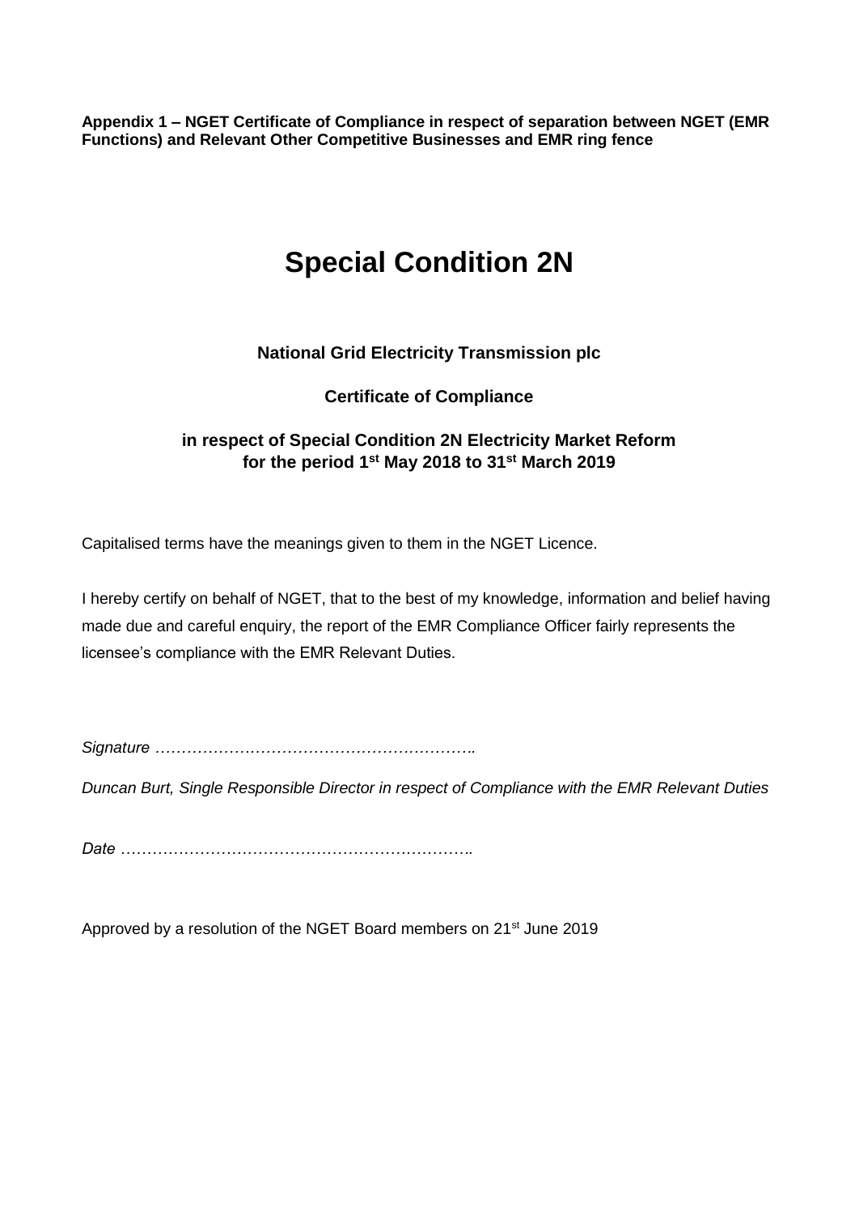**Appendix 1 – NGET Certificate of Compliance in respect of separation between NGET (EMR Functions) and Relevant Other Competitive Businesses and EMR ring fence**

# Special Condition 2N

**National Grid Electricity Transmission plc**

**Certificate of Compliance**

**in respect of Special Condition 2N Electricity Market Reform for the period 1st May 2018 to 31st March 2019**

Capitalised terms have the meanings given to them in the NGET Licence.

I hereby certify on behalf of NGET, that to the best of my knowledge, information and belief having made due and careful enquiry, the report of the EMR Compliance Officer fairly represents the licensee's compliance with the EMR Relevant Duties.

*Signature …………………………………………………..*

*Duncan Burt, Single Responsible Director in respect of Compliance with the EMR Relevant Duties*

*Date ………………………………………………………..*

Approved by a resolution of the NGET Board members on 21st June 2019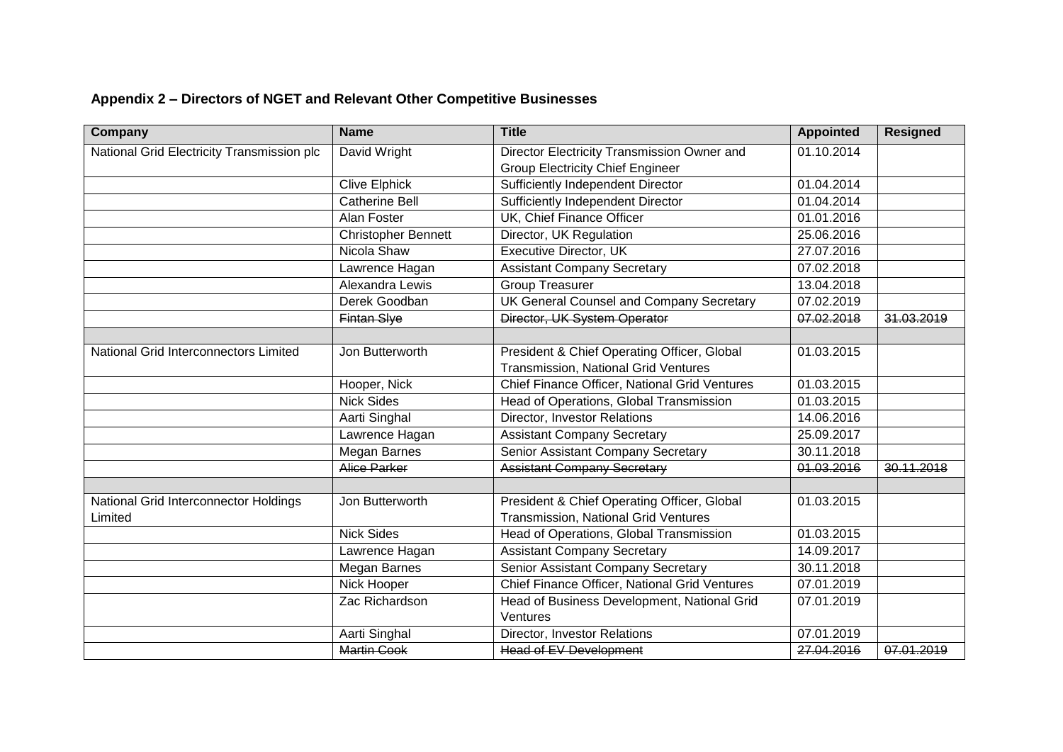## Appendix 2 – Directors of NGET and Relevant Other Competitive Businesses

| Company | Name | Title | Appointed | Resigned |
|---|---|---|---|---|
| National Grid Electricity Transmission plc | David Wright | Director Electricity Transmission Owner and Group Electricity Chief Engineer | 01.10.2014 | |
| | Clive Elphick | Sufficiently Independent Director | 01.04.2014 | |
| | Catherine Bell | Sufficiently Independent Director | 01.04.2014 | |
| | Alan Foster | UK, Chief Finance Officer | 01.01.2016 | |
| | Christopher Bennett | Director, UK Regulation | 25.06.2016 | |
| | Nicola Shaw | Executive Director, UK | 27.07.2016 | |
| | Lawrence Hagan | Assistant Company Secretary | 07.02.2018 | |
| | Alexandra Lewis | Group Treasurer | 13.04.2018 | |
| | Derek Goodban | UK General Counsel and Company Secretary | 07.02.2019 | |
| | ~~Fintan Slye~~ | ~~Director, UK System Operator~~ | ~~07.02.2018~~ | ~~31.03.2019~~ |
| | | | | |
| National Grid Interconnectors Limited | Jon Butterworth | President & Chief Operating Officer, Global Transmission, National Grid Ventures | 01.03.2015 | |
| | Hooper, Nick | Chief Finance Officer, National Grid Ventures | 01.03.2015 | |
| | Nick Sides | Head of Operations, Global Transmission | 01.03.2015 | |
| | Aarti Singhal | Director, Investor Relations | 14.06.2016 | |
| | Lawrence Hagan | Assistant Company Secretary | 25.09.2017 | |
| | Megan Barnes | Senior Assistant Company Secretary | 30.11.2018 | |
| | ~~Alice Parker~~ | ~~Assistant Company Secretary~~ | ~~01.03.2016~~ | ~~30.11.2018~~ |
| | | | | |
| National Grid Interconnector Holdings Limited | Jon Butterworth | President & Chief Operating Officer, Global Transmission, National Grid Ventures | 01.03.2015 | |
| | Nick Sides | Head of Operations, Global Transmission | 01.03.2015 | |
| | Lawrence Hagan | Assistant Company Secretary | 14.09.2017 | |
| | Megan Barnes | Senior Assistant Company Secretary | 30.11.2018 | |
| | Nick Hooper | Chief Finance Officer, National Grid Ventures | 07.01.2019 | |
| | Zac Richardson | Head of Business Development, National Grid Ventures | 07.01.2019 | |
| | Aarti Singhal | Director, Investor Relations | 07.01.2019 | |
| | ~~Martin Cook~~ | ~~Head of EV Development~~ | ~~27.04.2016~~ | ~~07.01.2019~~ |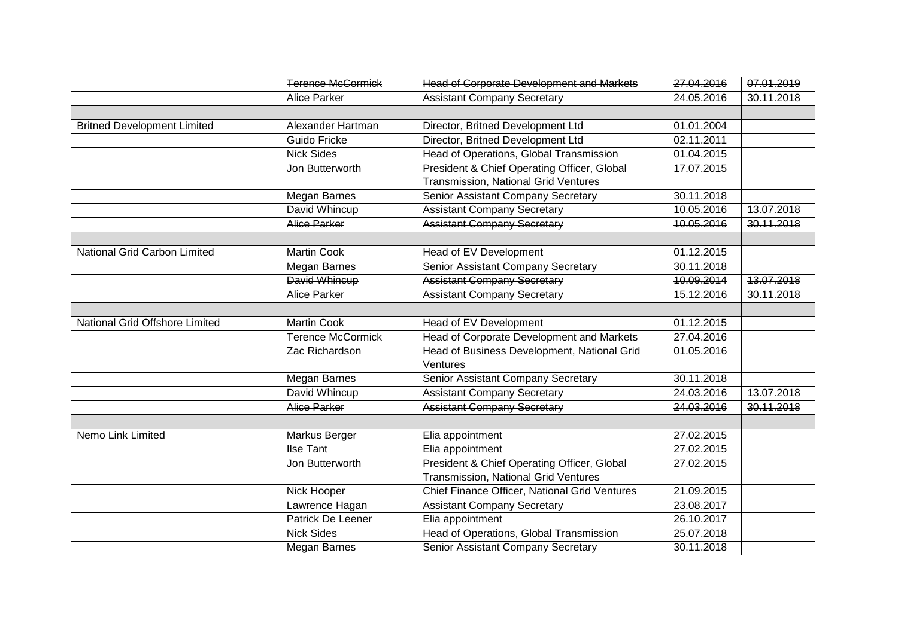| | | | | |
|---|---|---|---|---|
| | ~~Terence McCormick~~ | ~~Head of Corporate Development and Markets~~ | ~~27.04.2016~~ | ~~07.01.2019~~ |
| | ~~Alice Parker~~ | ~~Assistant Company Secretary~~ | ~~24.05.2016~~ | ~~30.11.2018~~ |
| | | | | |
| Britned Development Limited | Alexander Hartman | Director, Britned Development Ltd | 01.01.2004 | |
| | Guido Fricke | Director, Britned Development Ltd | 02.11.2011 | |
| | Nick Sides | Head of Operations, Global Transmission | 01.04.2015 | |
| | Jon Butterworth | President & Chief Operating Officer, Global Transmission, National Grid Ventures | 17.07.2015 | |
| | Megan Barnes | Senior Assistant Company Secretary | 30.11.2018 | |
| | ~~David Whincup~~ | ~~Assistant Company Secretary~~ | ~~10.05.2016~~ | ~~13.07.2018~~ |
| | ~~Alice Parker~~ | ~~Assistant Company Secretary~~ | ~~10.05.2016~~ | ~~30.11.2018~~ |
| | | | | |
| National Grid Carbon Limited | Martin Cook | Head of EV Development | 01.12.2015 | |
| | Megan Barnes | Senior Assistant Company Secretary | 30.11.2018 | |
| | ~~David Whincup~~ | ~~Assistant Company Secretary~~ | ~~10.09.2014~~ | ~~13.07.2018~~ |
| | ~~Alice Parker~~ | ~~Assistant Company Secretary~~ | ~~15.12.2016~~ | ~~30.11.2018~~ |
| | | | | |
| National Grid Offshore Limited | Martin Cook | Head of EV Development | 01.12.2015 | |
| | Terence McCormick | Head of Corporate Development and Markets | 27.04.2016 | |
| | Zac Richardson | Head of Business Development, National Grid Ventures | 01.05.2016 | |
| | Megan Barnes | Senior Assistant Company Secretary | 30.11.2018 | |
| | ~~David Whincup~~ | ~~Assistant Company Secretary~~ | ~~24.03.2016~~ | ~~13.07.2018~~ |
| | ~~Alice Parker~~ | ~~Assistant Company Secretary~~ | ~~24.03.2016~~ | ~~30.11.2018~~ |
| | | | | |
| Nemo Link Limited | Markus Berger | Elia appointment | 27.02.2015 | |
| | Ilse Tant | Elia appointment | 27.02.2015 | |
| | Jon Butterworth | President & Chief Operating Officer, Global Transmission, National Grid Ventures | 27.02.2015 | |
| | Nick Hooper | Chief Finance Officer, National Grid Ventures | 21.09.2015 | |
| | Lawrence Hagan | Assistant Company Secretary | 23.08.2017 | |
| | Patrick De Leener | Elia appointment | 26.10.2017 | |
| | Nick Sides | Head of Operations, Global Transmission | 25.07.2018 | |
| | Megan Barnes | Senior Assistant Company Secretary | 30.11.2018 | |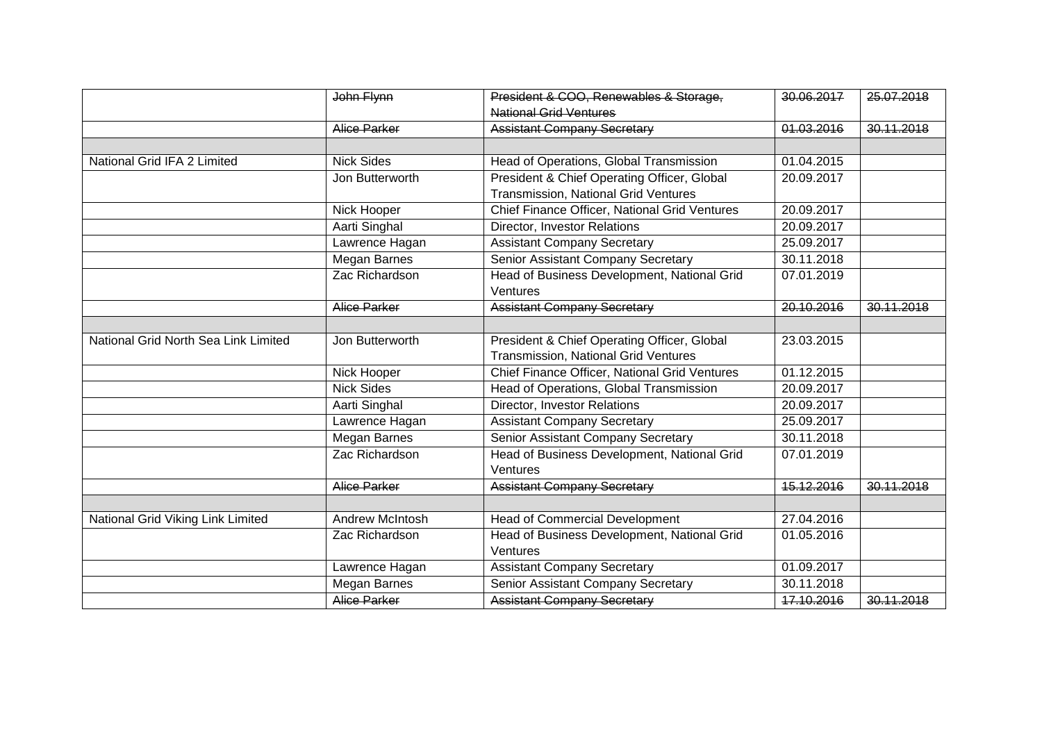| | | | | |
|---|---|---|---|---|
| | ~~John Flynn~~ | ~~President & COO, Renewables & Storage, National Grid Ventures~~ | ~~30.06.2017~~ | ~~25.07.2018~~ |
| | ~~Alice Parker~~ | ~~Assistant Company Secretary~~ | ~~01.03.2016~~ | ~~30.11.2018~~ |
| | | | | |
| National Grid IFA 2 Limited | Nick Sides | Head of Operations, Global Transmission | 01.04.2015 | |
| | Jon Butterworth | President & Chief Operating Officer, Global Transmission, National Grid Ventures | 20.09.2017 | |
| | Nick Hooper | Chief Finance Officer, National Grid Ventures | 20.09.2017 | |
| | Aarti Singhal | Director, Investor Relations | 20.09.2017 | |
| | Lawrence Hagan | Assistant Company Secretary | 25.09.2017 | |
| | Megan Barnes | Senior Assistant Company Secretary | 30.11.2018 | |
| | Zac Richardson | Head of Business Development, National Grid Ventures | 07.01.2019 | |
| | ~~Alice Parker~~ | ~~Assistant Company Secretary~~ | ~~20.10.2016~~ | ~~30.11.2018~~ |
| | | | | |
| National Grid North Sea Link Limited | Jon Butterworth | President & Chief Operating Officer, Global Transmission, National Grid Ventures | 23.03.2015 | |
| | Nick Hooper | Chief Finance Officer, National Grid Ventures | 01.12.2015 | |
| | Nick Sides | Head of Operations, Global Transmission | 20.09.2017 | |
| | Aarti Singhal | Director, Investor Relations | 20.09.2017 | |
| | Lawrence Hagan | Assistant Company Secretary | 25.09.2017 | |
| | Megan Barnes | Senior Assistant Company Secretary | 30.11.2018 | |
| | Zac Richardson | Head of Business Development, National Grid Ventures | 07.01.2019 | |
| | ~~Alice Parker~~ | ~~Assistant Company Secretary~~ | ~~15.12.2016~~ | ~~30.11.2018~~ |
| | | | | |
| National Grid Viking Link Limited | Andrew McIntosh | Head of Commercial Development | 27.04.2016 | |
| | Zac Richardson | Head of Business Development, National Grid Ventures | 01.05.2016 | |
| | Lawrence Hagan | Assistant Company Secretary | 01.09.2017 | |
| | Megan Barnes | Senior Assistant Company Secretary | 30.11.2018 | |
| | ~~Alice Parker~~ | ~~Assistant Company Secretary~~ | ~~17.10.2016~~ | ~~30.11.2018~~ |